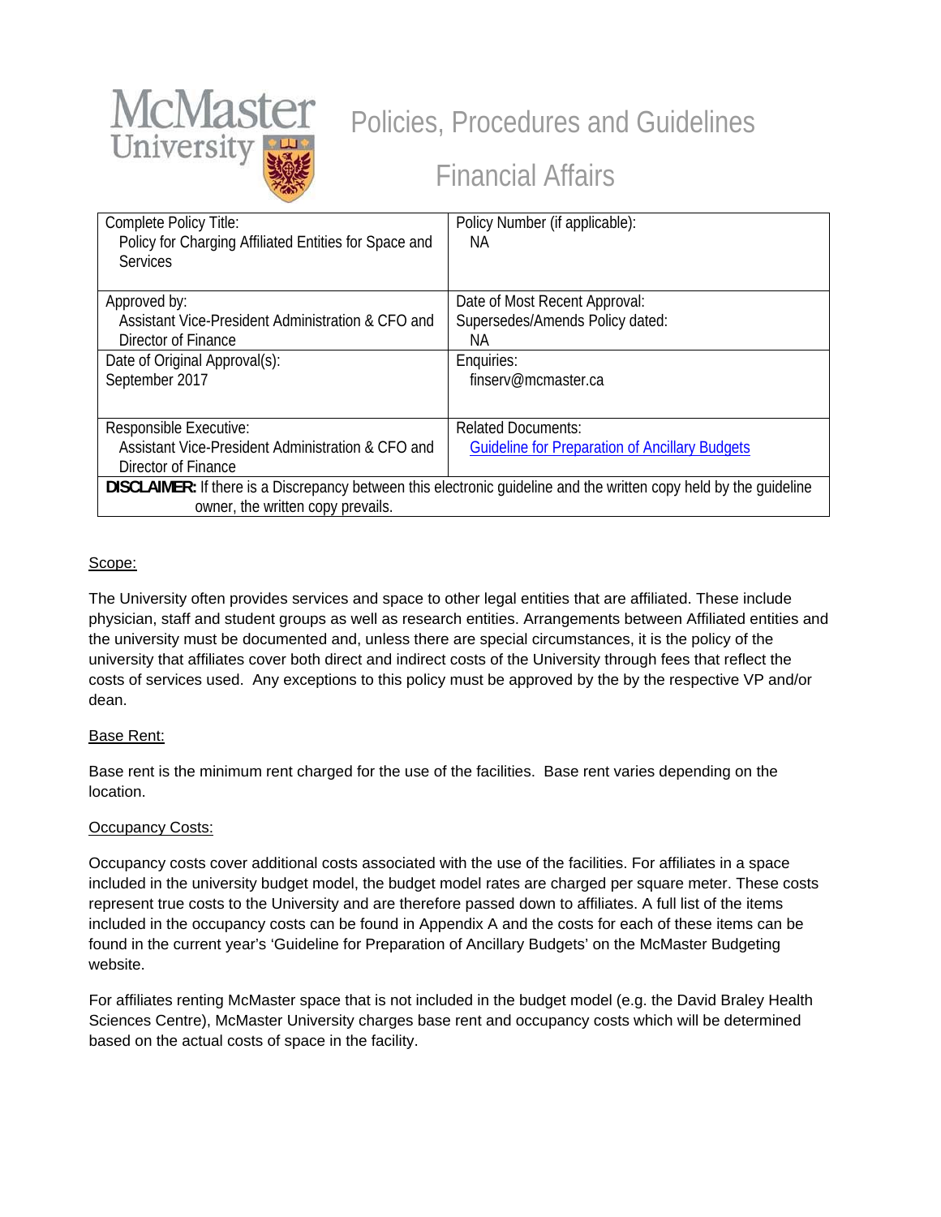# McMaster University

## Policies, Procedures and Guidelines

## Financial Affairs

| Complete Policy Title: Policy for Charging Affiliated Entities for Space and Services | Policy Number (if applicable): NA |
|---|---|
| Approved by: Assistant Vice-President Administration & CFO and Director of Finance | Date of Most Recent Approval: Supersedes/Amends Policy dated: NA |
| Date of Original Approval(s): September 2017 | Enquiries: finserv@mcmaster.ca |
| Responsible Executive: Assistant Vice-President Administration & CFO and Director of Finance | Related Documents: Guideline for Preparation of Ancillary Budgets |
| **DISCLAIMER:** If there is a Discrepancy between this electronic guideline and the written copy held by the guideline owner, the written copy prevails. | |

Scope:

The University often provides services and space to other legal entities that are affiliated. These include physician, staff and student groups as well as research entities. Arrangements between Affiliated entities and the university must be documented and, unless there are special circumstances, it is the policy of the university that affiliates cover both direct and indirect costs of the University through fees that reflect the costs of services used. Any exceptions to this policy must be approved by the by the respective VP and/or dean.

Base Rent:

Base rent is the minimum rent charged for the use of the facilities. Base rent varies depending on the location.

Occupancy Costs:

Occupancy costs cover additional costs associated with the use of the facilities. For affiliates in a space included in the university budget model, the budget model rates are charged per square meter. These costs represent true costs to the University and are therefore passed down to affiliates. A full list of the items included in the occupancy costs can be found in Appendix A and the costs for each of these items can be found in the current year's 'Guideline for Preparation of Ancillary Budgets' on the McMaster Budgeting website.

For affiliates renting McMaster space that is not included in the budget model (e.g. the David Braley Health Sciences Centre), McMaster University charges base rent and occupancy costs which will be determined based on the actual costs of space in the facility.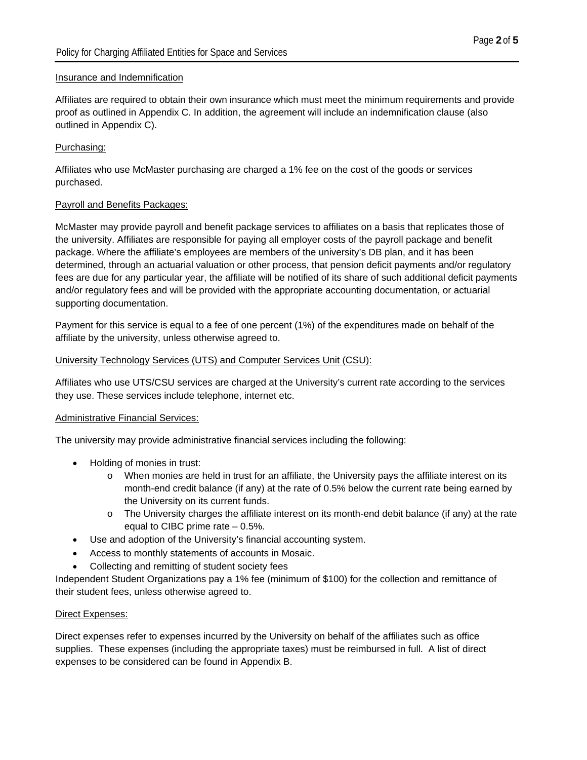Insurance and Indemnification

Affiliates are required to obtain their own insurance which must meet the minimum requirements and provide proof as outlined in Appendix C. In addition, the agreement will include an indemnification clause (also outlined in Appendix C).

Purchasing:

Affiliates who use McMaster purchasing are charged a 1% fee on the cost of the goods or services purchased.

Payroll and Benefits Packages:

McMaster may provide payroll and benefit package services to affiliates on a basis that replicates those of the university. Affiliates are responsible for paying all employer costs of the payroll package and benefit package. Where the affiliate's employees are members of the university's DB plan, and it has been determined, through an actuarial valuation or other process, that pension deficit payments and/or regulatory fees are due for any particular year, the affiliate will be notified of its share of such additional deficit payments and/or regulatory fees and will be provided with the appropriate accounting documentation, or actuarial supporting documentation.

Payment for this service is equal to a fee of one percent (1%) of the expenditures made on behalf of the affiliate by the university, unless otherwise agreed to.

University Technology Services (UTS) and Computer Services Unit (CSU):

Affiliates who use UTS/CSU services are charged at the University's current rate according to the services they use. These services include telephone, internet etc.

Administrative Financial Services:

The university may provide administrative financial services including the following:

- Holding of monies in trust:
  - When monies are held in trust for an affiliate, the University pays the affiliate interest on its month-end credit balance (if any) at the rate of 0.5% below the current rate being earned by the University on its current funds.
  - The University charges the affiliate interest on its month-end debit balance (if any) at the rate equal to CIBC prime rate – 0.5%.
- Use and adoption of the University's financial accounting system.
- Access to monthly statements of accounts in Mosaic.
- Collecting and remitting of student society fees

Independent Student Organizations pay a 1% fee (minimum of $100) for the collection and remittance of their student fees, unless otherwise agreed to.

Direct Expenses:

Direct expenses refer to expenses incurred by the University on behalf of the affiliates such as office supplies. These expenses (including the appropriate taxes) must be reimbursed in full. A list of direct expenses to be considered can be found in Appendix B.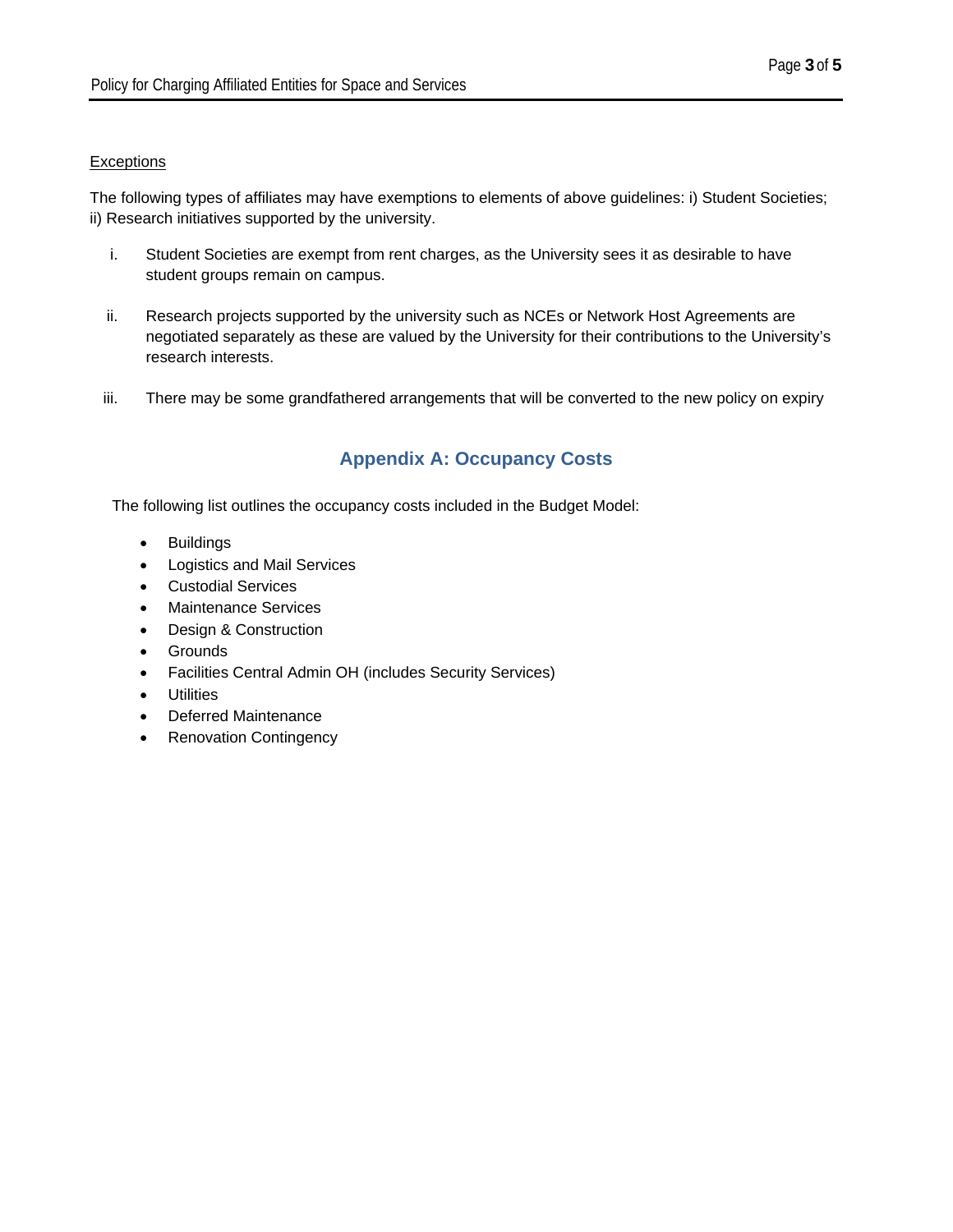<u>Exceptions</u>

The following types of affiliates may have exemptions to elements of above guidelines: i) Student Societies; ii) Research initiatives supported by the university.

i. Student Societies are exempt from rent charges, as the University sees it as desirable to have student groups remain on campus.

ii. Research projects supported by the university such as NCEs or Network Host Agreements are negotiated separately as these are valued by the University for their contributions to the University's research interests.

iii. There may be some grandfathered arrangements that will be converted to the new policy on expiry

## Appendix A: Occupancy Costs

The following list outlines the occupancy costs included in the Budget Model:

- Buildings
- Logistics and Mail Services
- Custodial Services
- Maintenance Services
- Design & Construction
- Grounds
- Facilities Central Admin OH (includes Security Services)
- Utilities
- Deferred Maintenance
- Renovation Contingency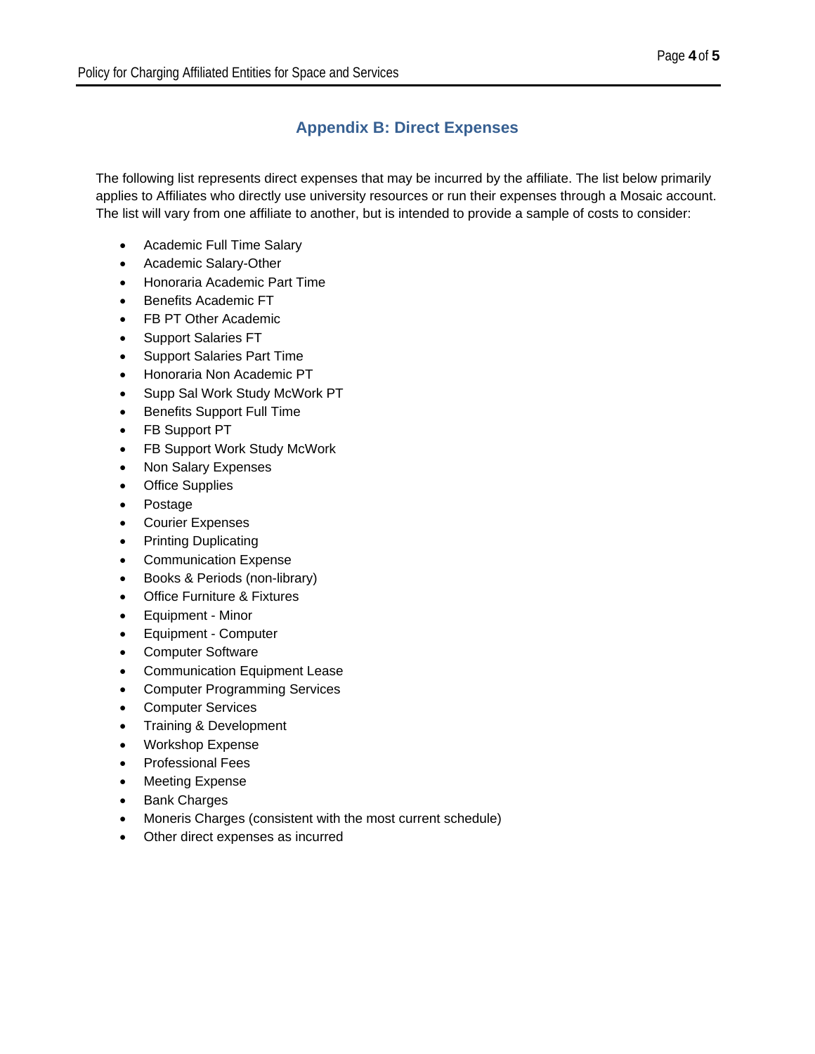## Appendix B: Direct Expenses

The following list represents direct expenses that may be incurred by the affiliate. The list below primarily applies to Affiliates who directly use university resources or run their expenses through a Mosaic account. The list will vary from one affiliate to another, but is intended to provide a sample of costs to consider:

- Academic Full Time Salary
- Academic Salary-Other
- Honoraria Academic Part Time
- Benefits Academic FT
- FB PT Other Academic
- Support Salaries FT
- Support Salaries Part Time
- Honoraria Non Academic PT
- Supp Sal Work Study McWork PT
- Benefits Support Full Time
- FB Support PT
- FB Support Work Study McWork
- Non Salary Expenses
- Office Supplies
- Postage
- Courier Expenses
- Printing Duplicating
- Communication Expense
- Books & Periods (non-library)
- Office Furniture & Fixtures
- Equipment - Minor
- Equipment - Computer
- Computer Software
- Communication Equipment Lease
- Computer Programming Services
- Computer Services
- Training & Development
- Workshop Expense
- Professional Fees
- Meeting Expense
- Bank Charges
- Moneris Charges (consistent with the most current schedule)
- Other direct expenses as incurred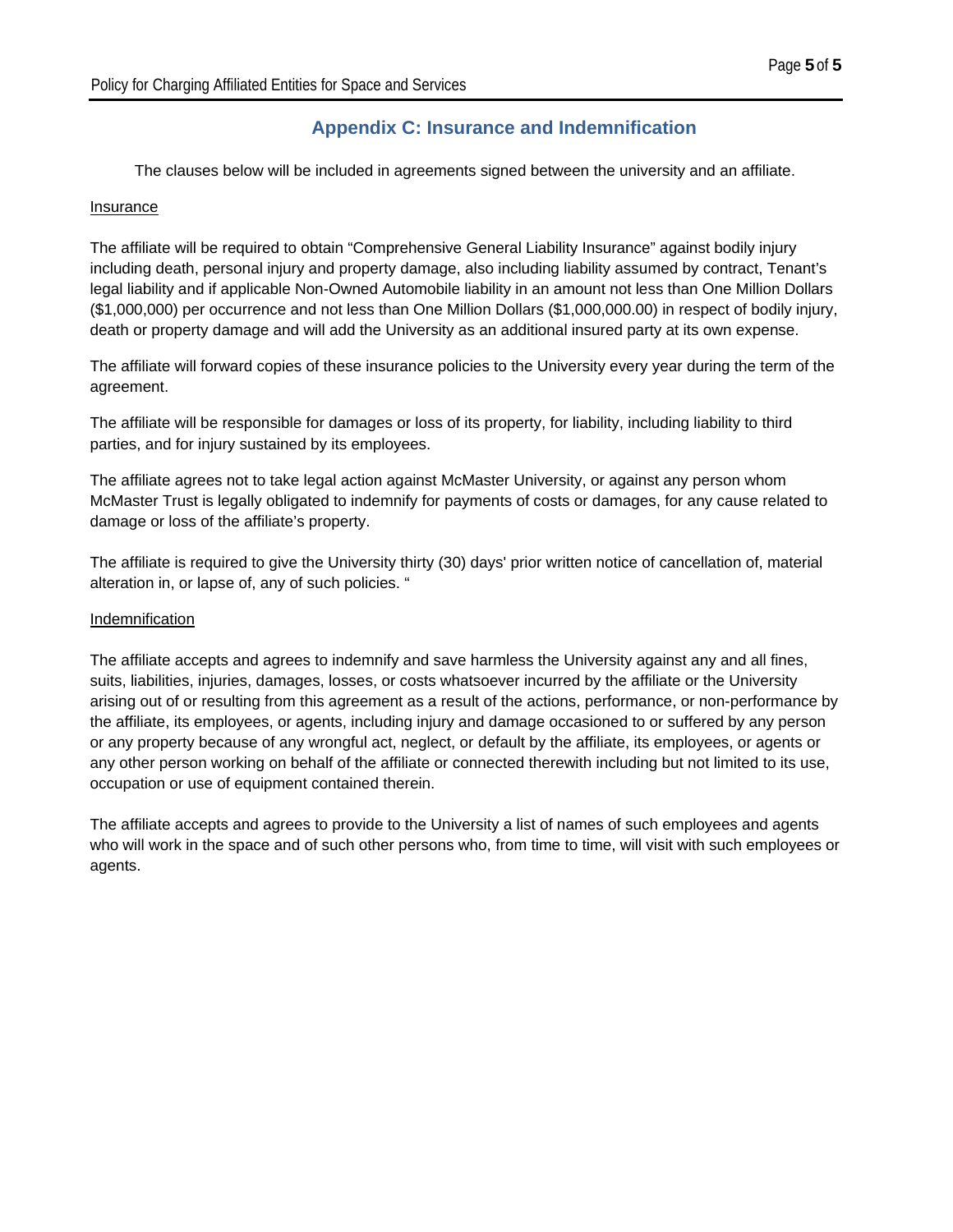## Appendix C: Insurance and Indemnification

The clauses below will be included in agreements signed between the university and an affiliate.

<u>Insurance</u>

The affiliate will be required to obtain "Comprehensive General Liability Insurance" against bodily injury including death, personal injury and property damage, also including liability assumed by contract, Tenant's legal liability and if applicable Non-Owned Automobile liability in an amount not less than One Million Dollars ($1,000,000) per occurrence and not less than One Million Dollars ($1,000,000.00) in respect of bodily injury, death or property damage and will add the University as an additional insured party at its own expense.

The affiliate will forward copies of these insurance policies to the University every year during the term of the agreement.

The affiliate will be responsible for damages or loss of its property, for liability, including liability to third parties, and for injury sustained by its employees.

The affiliate agrees not to take legal action against McMaster University, or against any person whom McMaster Trust is legally obligated to indemnify for payments of costs or damages, for any cause related to damage or loss of the affiliate's property.

The affiliate is required to give the University thirty (30) days' prior written notice of cancellation of, material alteration in, or lapse of, any of such policies. "

<u>Indemnification</u>

The affiliate accepts and agrees to indemnify and save harmless the University against any and all fines, suits, liabilities, injuries, damages, losses, or costs whatsoever incurred by the affiliate or the University arising out of or resulting from this agreement as a result of the actions, performance, or non-performance by the affiliate, its employees, or agents, including injury and damage occasioned to or suffered by any person or any property because of any wrongful act, neglect, or default by the affiliate, its employees, or agents or any other person working on behalf of the affiliate or connected therewith including but not limited to its use, occupation or use of equipment contained therein.

The affiliate accepts and agrees to provide to the University a list of names of such employees and agents who will work in the space and of such other persons who, from time to time, will visit with such employees or agents.